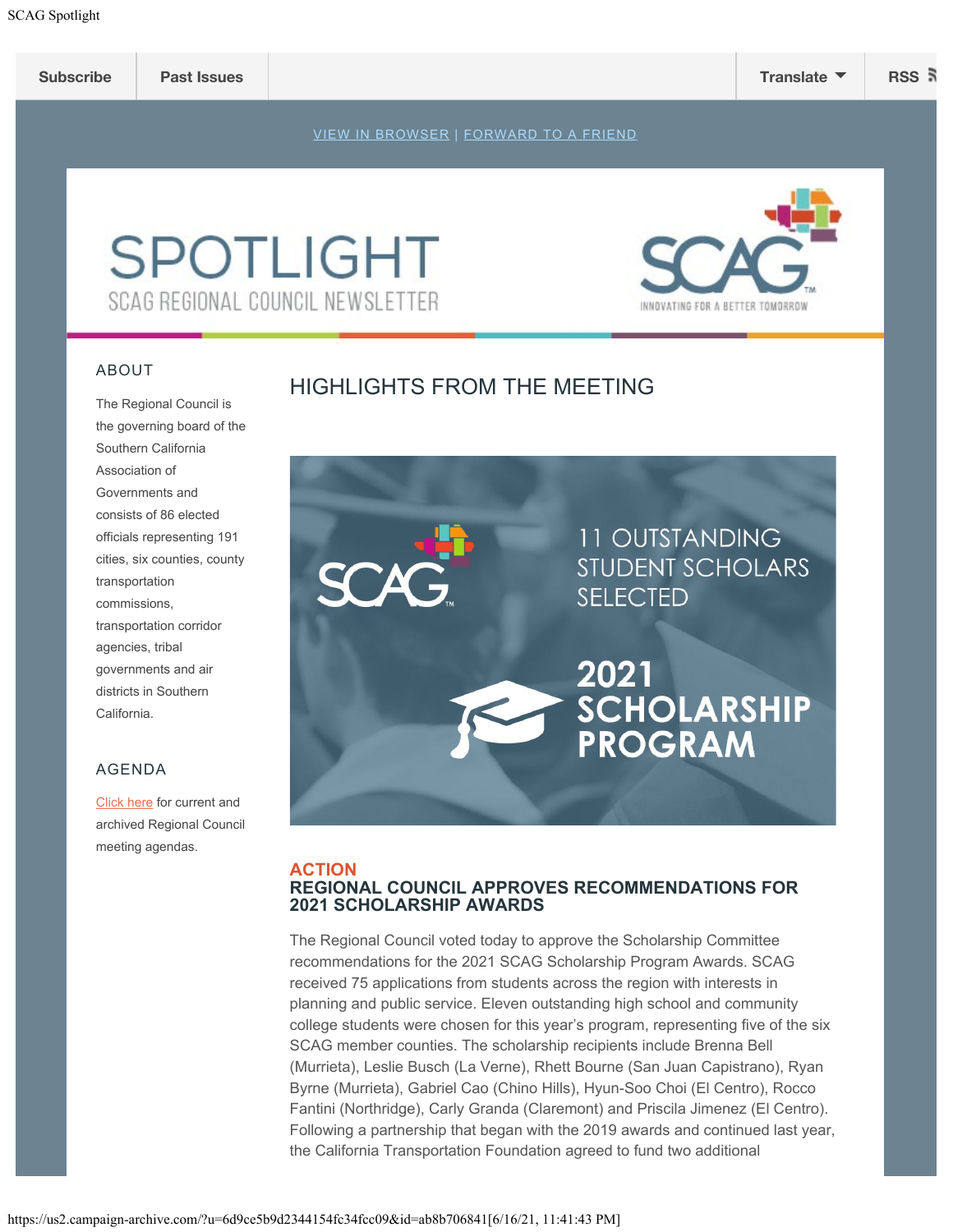Subscribe | Past Issues | Translate | RSS

VIEW IN BROWSER | FORWARD TO A FRIEND

# SPOTLIGHT

SCAG REGIONAL COUNCIL NEWSLETTER

SCAG INNOVATING FOR A BETTER TOMORROW

## ABOUT

The Regional Council is the governing board of the Southern California Association of Governments and consists of 86 elected officials representing 191 cities, six counties, county transportation commissions, transportation corridor agencies, tribal governments and air districts in Southern California.

## AGENDA

Click here for current and archived Regional Council meeting agendas.

## HIGHLIGHTS FROM THE MEETING

11 OUTSTANDING STUDENT SCHOLARS SELECTED

2021 SCHOLARSHIP PROGRAM

**ACTION**

### REGIONAL COUNCIL APPROVES RECOMMENDATIONS FOR 2021 SCHOLARSHIP AWARDS

The Regional Council voted today to approve the Scholarship Committee recommendations for the 2021 SCAG Scholarship Program Awards. SCAG received 75 applications from students across the region with interests in planning and public service. Eleven outstanding high school and community college students were chosen for this year's program, representing five of the six SCAG member counties. The scholarship recipients include Brenna Bell (Murrieta), Leslie Busch (La Verne), Rhett Bourne (San Juan Capistrano), Ryan Byrne (Murrieta), Gabriel Cao (Chino Hills), Hyun-Soo Choi (El Centro), Rocco Fantini (Northridge), Carly Granda (Claremont) and Priscila Jimenez (El Centro). Following a partnership that began with the 2019 awards and continued last year, the California Transportation Foundation agreed to fund two additional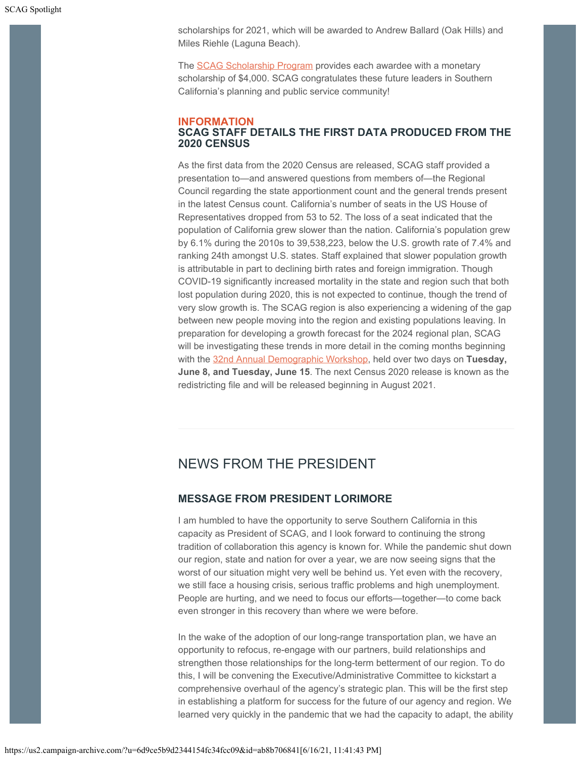scholarships for 2021, which will be awarded to Andrew Ballard (Oak Hills) and Miles Riehle (Laguna Beach).

The SCAG Scholarship Program provides each awardee with a monetary scholarship of $4,000. SCAG congratulates these future leaders in Southern California's planning and public service community!

**INFORMATION**

### SCAG STAFF DETAILS THE FIRST DATA PRODUCED FROM THE 2020 CENSUS

As the first data from the 2020 Census are released, SCAG staff provided a presentation to—and answered questions from members of—the Regional Council regarding the state apportionment count and the general trends present in the latest Census count. California's number of seats in the US House of Representatives dropped from 53 to 52. The loss of a seat indicated that the population of California grew slower than the nation. California's population grew by 6.1% during the 2010s to 39,538,223, below the U.S. growth rate of 7.4% and ranking 24th amongst U.S. states. Staff explained that slower population growth is attributable in part to declining birth rates and foreign immigration. Though COVID-19 significantly increased mortality in the state and region such that both lost population during 2020, this is not expected to continue, though the trend of very slow growth is. The SCAG region is also experiencing a widening of the gap between new people moving into the region and existing populations leaving. In preparation for developing a growth forecast for the 2024 regional plan, SCAG will be investigating these trends in more detail in the coming months beginning with the 32nd Annual Demographic Workshop, held over two days on **Tuesday, June 8, and Tuesday, June 15**. The next Census 2020 release is known as the redistricting file and will be released beginning in August 2021.

---

## NEWS FROM THE PRESIDENT

### MESSAGE FROM PRESIDENT LORIMORE

I am humbled to have the opportunity to serve Southern California in this capacity as President of SCAG, and I look forward to continuing the strong tradition of collaboration this agency is known for. While the pandemic shut down our region, state and nation for over a year, we are now seeing signs that the worst of our situation might very well be behind us. Yet even with the recovery, we still face a housing crisis, serious traffic problems and high unemployment. People are hurting, and we need to focus our efforts—together—to come back even stronger in this recovery than where we were before.

In the wake of the adoption of our long-range transportation plan, we have an opportunity to refocus, re-engage with our partners, build relationships and strengthen those relationships for the long-term betterment of our region. To do this, I will be convening the Executive/Administrative Committee to kickstart a comprehensive overhaul of the agency's strategic plan. This will be the first step in establishing a platform for success for the future of our agency and region. We learned very quickly in the pandemic that we had the capacity to adapt, the ability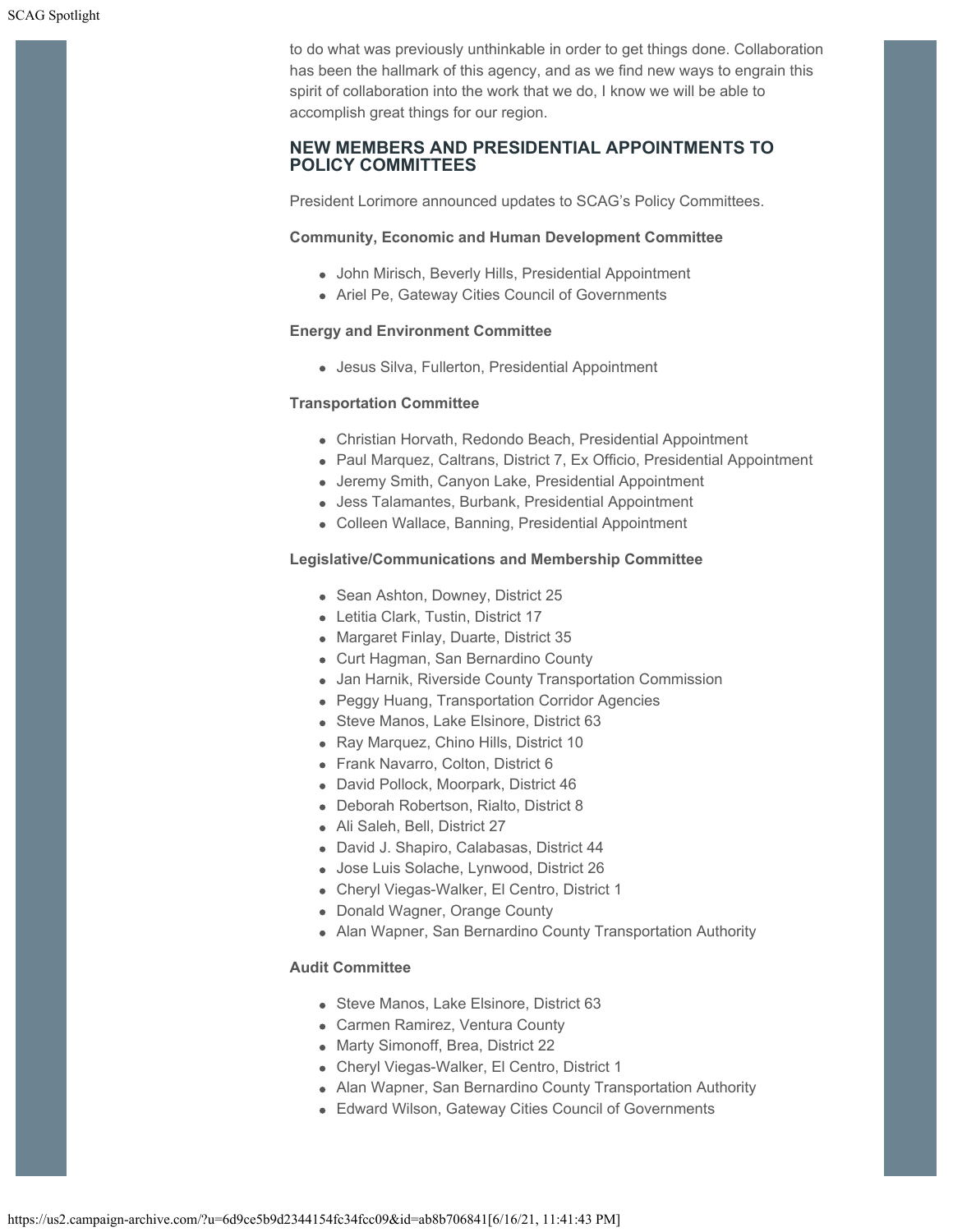to do what was previously unthinkable in order to get things done. Collaboration has been the hallmark of this agency, and as we find new ways to engrain this spirit of collaboration into the work that we do, I know we will be able to accomplish great things for our region.

## NEW MEMBERS AND PRESIDENTIAL APPOINTMENTS TO POLICY COMMITTEES

President Lorimore announced updates to SCAG's Policy Committees.

**Community, Economic and Human Development Committee**

- John Mirisch, Beverly Hills, Presidential Appointment
- Ariel Pe, Gateway Cities Council of Governments

**Energy and Environment Committee**

- Jesus Silva, Fullerton, Presidential Appointment

**Transportation Committee**

- Christian Horvath, Redondo Beach, Presidential Appointment
- Paul Marquez, Caltrans, District 7, Ex Officio, Presidential Appointment
- Jeremy Smith, Canyon Lake, Presidential Appointment
- Jess Talamantes, Burbank, Presidential Appointment
- Colleen Wallace, Banning, Presidential Appointment

**Legislative/Communications and Membership Committee**

- Sean Ashton, Downey, District 25
- Letitia Clark, Tustin, District 17
- Margaret Finlay, Duarte, District 35
- Curt Hagman, San Bernardino County
- Jan Harnik, Riverside County Transportation Commission
- Peggy Huang, Transportation Corridor Agencies
- Steve Manos, Lake Elsinore, District 63
- Ray Marquez, Chino Hills, District 10
- Frank Navarro, Colton, District 6
- David Pollock, Moorpark, District 46
- Deborah Robertson, Rialto, District 8
- Ali Saleh, Bell, District 27
- David J. Shapiro, Calabasas, District 44
- Jose Luis Solache, Lynwood, District 26
- Cheryl Viegas-Walker, El Centro, District 1
- Donald Wagner, Orange County
- Alan Wapner, San Bernardino County Transportation Authority

**Audit Committee**

- Steve Manos, Lake Elsinore, District 63
- Carmen Ramirez, Ventura County
- Marty Simonoff, Brea, District 22
- Cheryl Viegas-Walker, El Centro, District 1
- Alan Wapner, San Bernardino County Transportation Authority
- Edward Wilson, Gateway Cities Council of Governments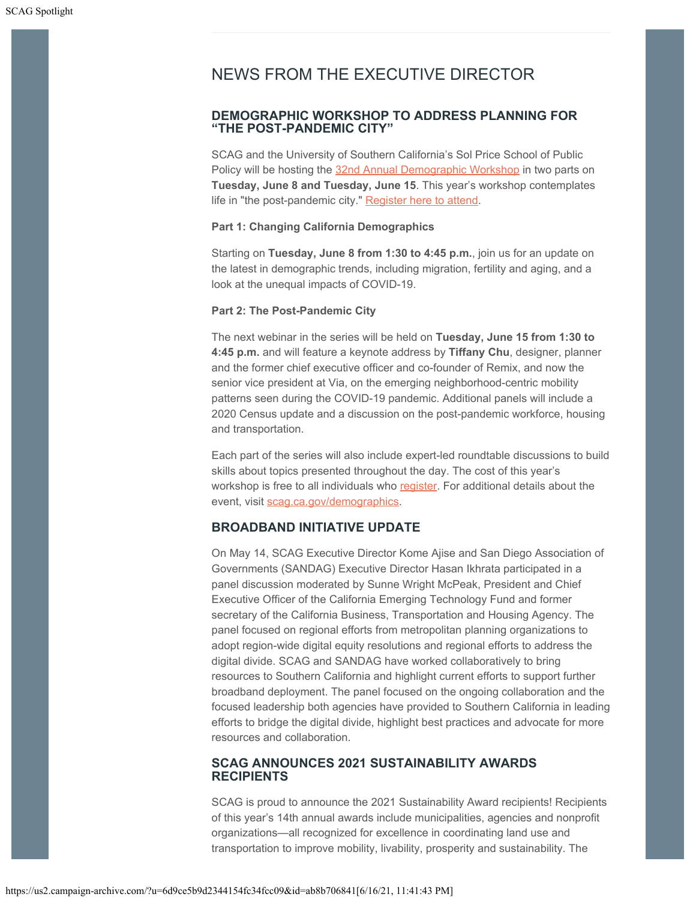## NEWS FROM THE EXECUTIVE DIRECTOR

### DEMOGRAPHIC WORKSHOP TO ADDRESS PLANNING FOR "THE POST-PANDEMIC CITY"

SCAG and the University of Southern California's Sol Price School of Public Policy will be hosting the [32nd Annual Demographic Workshop] in two parts on **Tuesday, June 8 and Tuesday, June 15**. This year's workshop contemplates life in "the post-pandemic city." [Register here to attend].

**Part 1: Changing California Demographics**

Starting on **Tuesday, June 8 from 1:30 to 4:45 p.m.**, join us for an update on the latest in demographic trends, including migration, fertility and aging, and a look at the unequal impacts of COVID-19.

**Part 2: The Post-Pandemic City**

The next webinar in the series will be held on **Tuesday, June 15 from 1:30 to 4:45 p.m.** and will feature a keynote address by **Tiffany Chu**, designer, planner and the former chief executive officer and co-founder of Remix, and now the senior vice president at Via, on the emerging neighborhood-centric mobility patterns seen during the COVID-19 pandemic. Additional panels will include a 2020 Census update and a discussion on the post-pandemic workforce, housing and transportation.

Each part of the series will also include expert-led roundtable discussions to build skills about topics presented throughout the day. The cost of this year's workshop is free to all individuals who [register]. For additional details about the event, visit [scag.ca.gov/demographics].

### BROADBAND INITIATIVE UPDATE

On May 14, SCAG Executive Director Kome Ajise and San Diego Association of Governments (SANDAG) Executive Director Hasan Ikhrata participated in a panel discussion moderated by Sunne Wright McPeak, President and Chief Executive Officer of the California Emerging Technology Fund and former secretary of the California Business, Transportation and Housing Agency. The panel focused on regional efforts from metropolitan planning organizations to adopt region-wide digital equity resolutions and regional efforts to address the digital divide. SCAG and SANDAG have worked collaboratively to bring resources to Southern California and highlight current efforts to support further broadband deployment. The panel focused on the ongoing collaboration and the focused leadership both agencies have provided to Southern California in leading efforts to bridge the digital divide, highlight best practices and advocate for more resources and collaboration.

### SCAG ANNOUNCES 2021 SUSTAINABILITY AWARDS RECIPIENTS

SCAG is proud to announce the 2021 Sustainability Award recipients! Recipients of this year's 14th annual awards include municipalities, agencies and nonprofit organizations—all recognized for excellence in coordinating land use and transportation to improve mobility, livability, prosperity and sustainability. The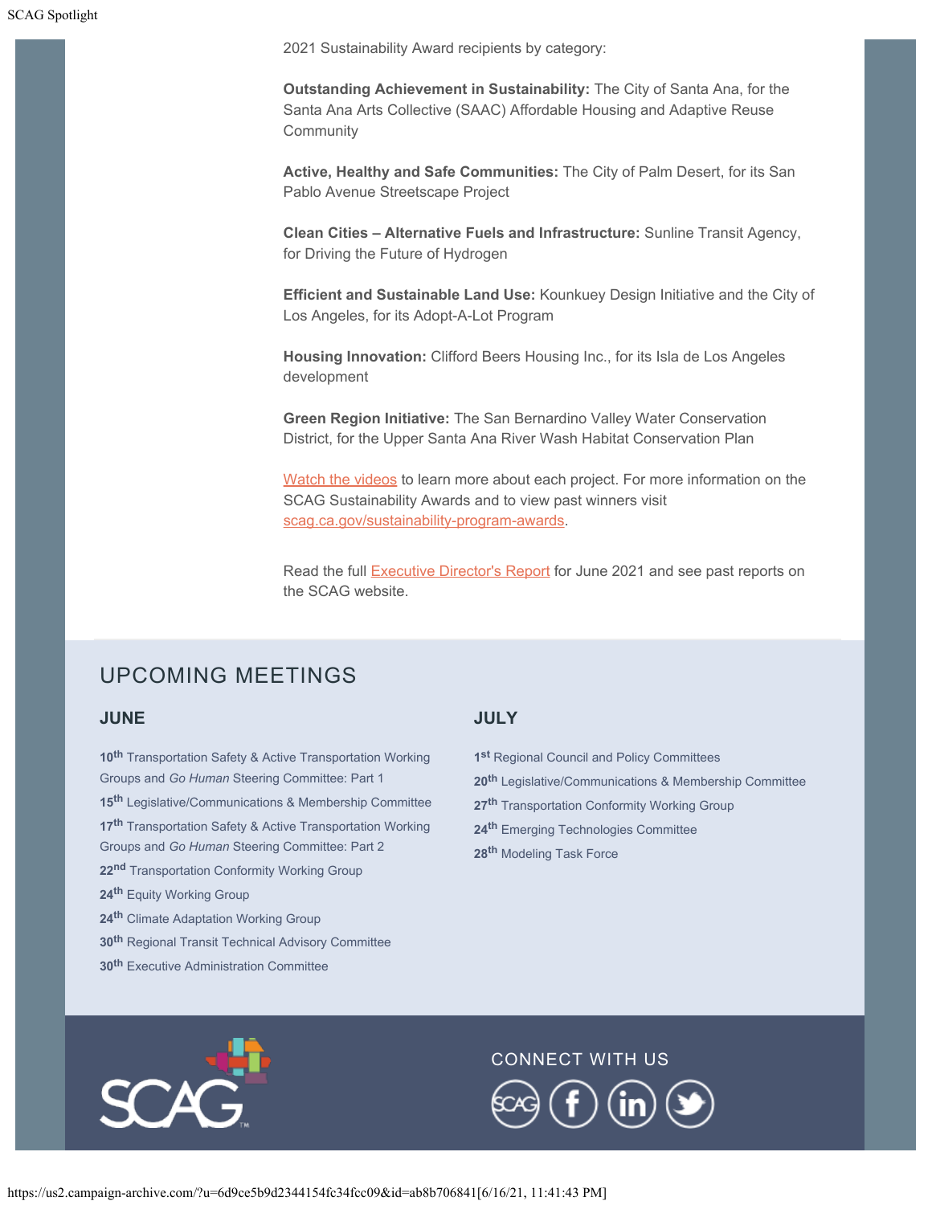2021 Sustainability Award recipients by category:

**Outstanding Achievement in Sustainability:** The City of Santa Ana, for the Santa Ana Arts Collective (SAAC) Affordable Housing and Adaptive Reuse Community

**Active, Healthy and Safe Communities:** The City of Palm Desert, for its San Pablo Avenue Streetscape Project

**Clean Cities – Alternative Fuels and Infrastructure:** Sunline Transit Agency, for Driving the Future of Hydrogen

**Efficient and Sustainable Land Use:** Kounkuey Design Initiative and the City of Los Angeles, for its Adopt-A-Lot Program

**Housing Innovation:** Clifford Beers Housing Inc., for its Isla de Los Angeles development

**Green Region Initiative:** The San Bernardino Valley Water Conservation District, for the Upper Santa Ana River Wash Habitat Conservation Plan

Watch the videos to learn more about each project. For more information on the SCAG Sustainability Awards and to view past winners visit scag.ca.gov/sustainability-program-awards.

Read the full Executive Director's Report for June 2021 and see past reports on the SCAG website.

## UPCOMING MEETINGS

### JUNE

- **10th** Transportation Safety & Active Transportation Working Groups and *Go Human* Steering Committee: Part 1
- **15th** Legislative/Communications & Membership Committee
- **17th** Transportation Safety & Active Transportation Working Groups and *Go Human* Steering Committee: Part 2
- **22nd** Transportation Conformity Working Group
- **24th** Equity Working Group
- **24th** Climate Adaptation Working Group
- **30th** Regional Transit Technical Advisory Committee
- **30th** Executive Administration Committee

### JULY

- **1st** Regional Council and Policy Committees
- **20th** Legislative/Communications & Membership Committee
- **27th** Transportation Conformity Working Group
- **24th** Emerging Technologies Committee
- **28th** Modeling Task Force

SCAG

CONNECT WITH US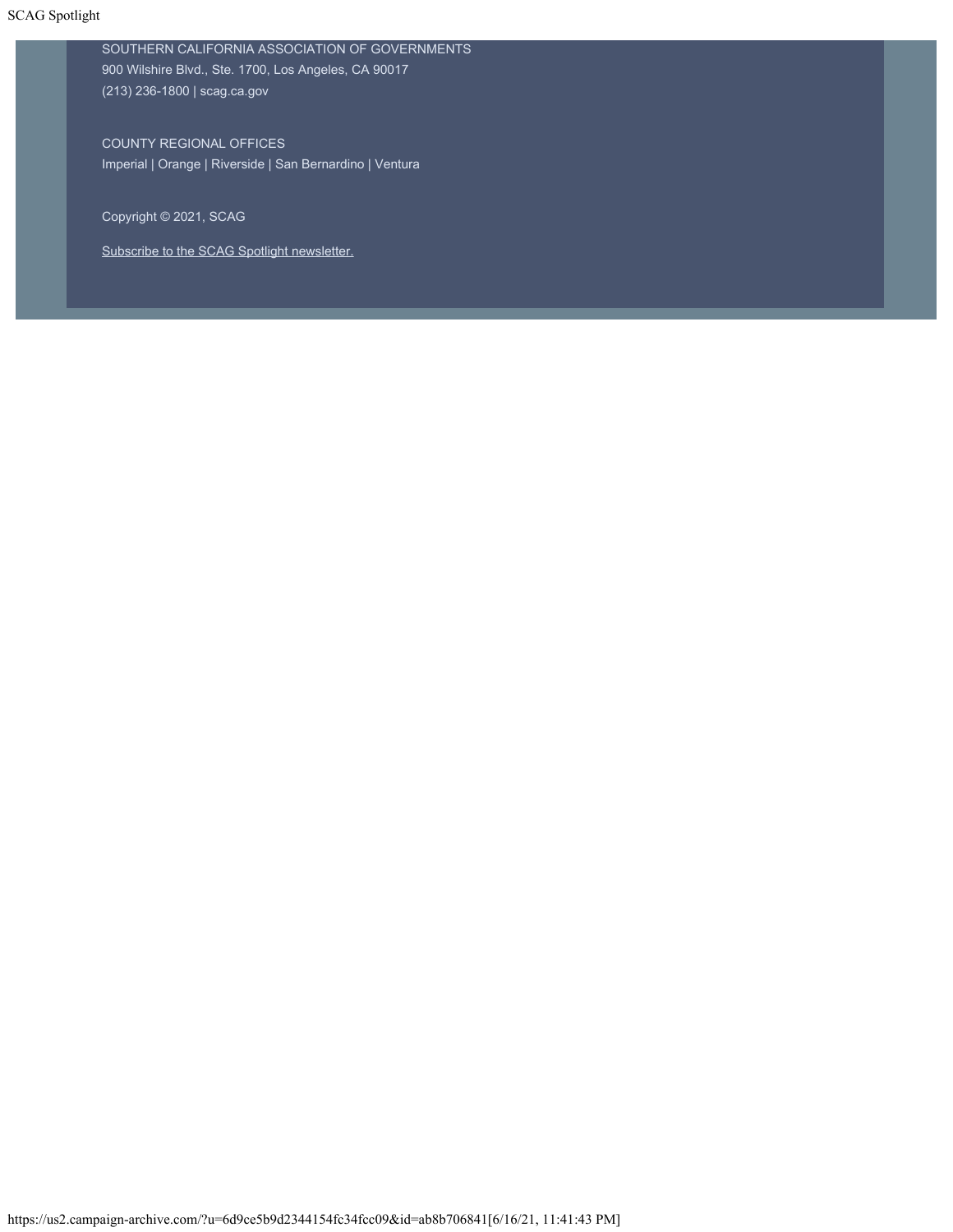SOUTHERN CALIFORNIA ASSOCIATION OF GOVERNMENTS
900 Wilshire Blvd., Ste. 1700, Los Angeles, CA 90017
(213) 236-1800 | scag.ca.gov

COUNTY REGIONAL OFFICES
Imperial | Orange | Riverside | San Bernardino | Ventura

Copyright © 2021, SCAG

Subscribe to the SCAG Spotlight newsletter.